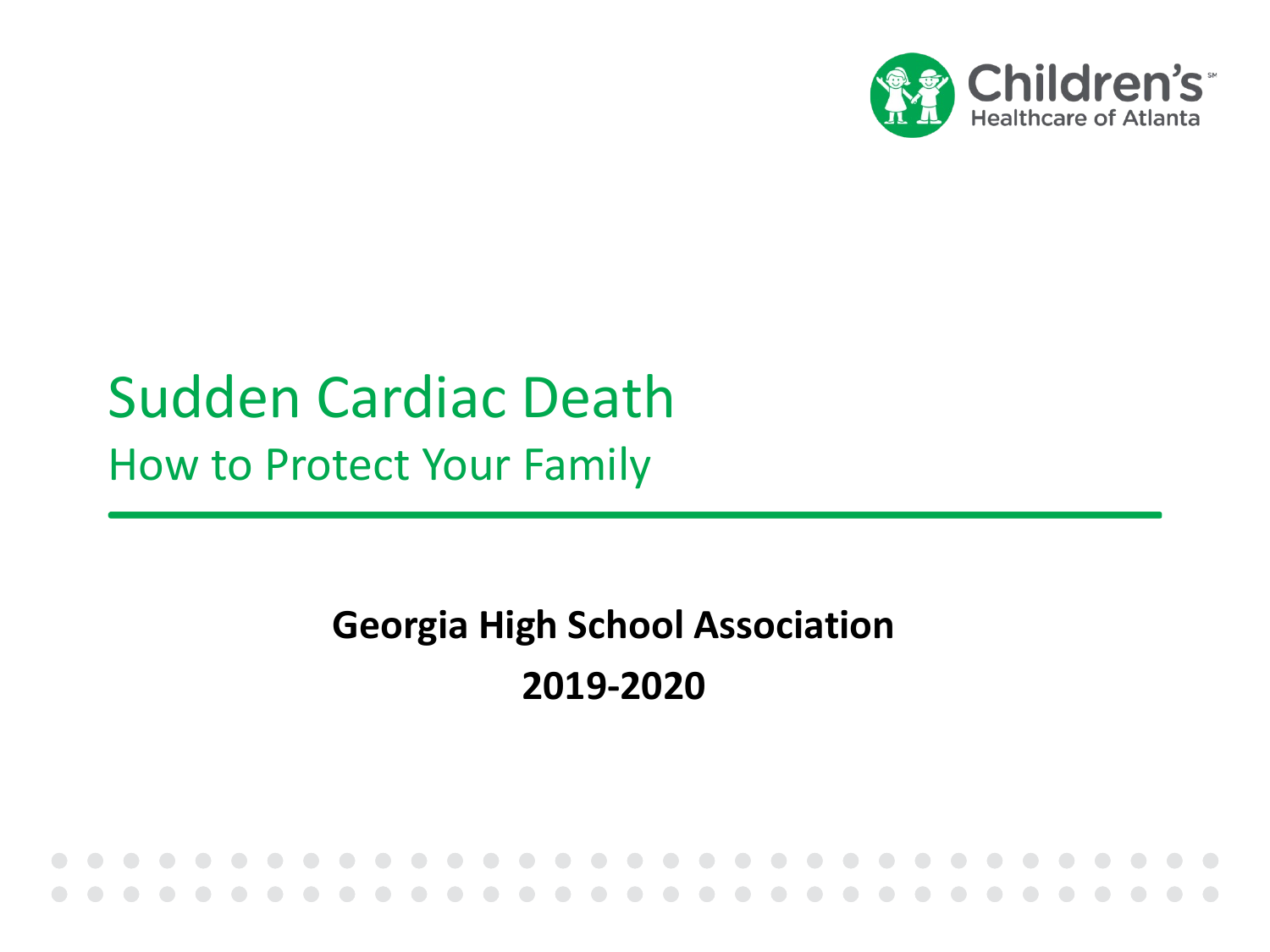Children's Healthcare of Atlanta

# Sudden Cardiac Death

## How to Protect Your Family

**Georgia High School Association**

**2019-2020**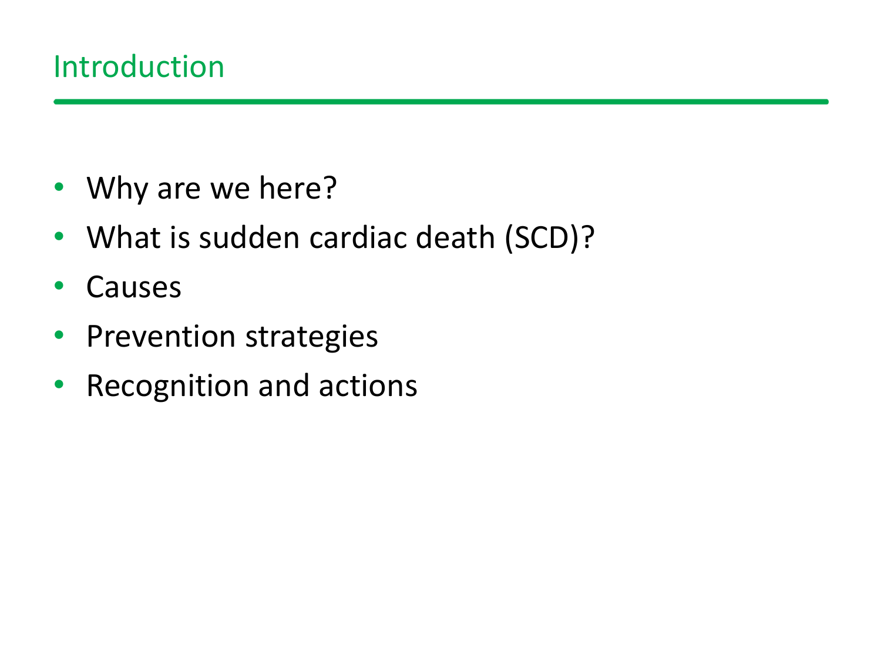# Introduction

- Why are we here?
- What is sudden cardiac death (SCD)?
- Causes
- Prevention strategies
- Recognition and actions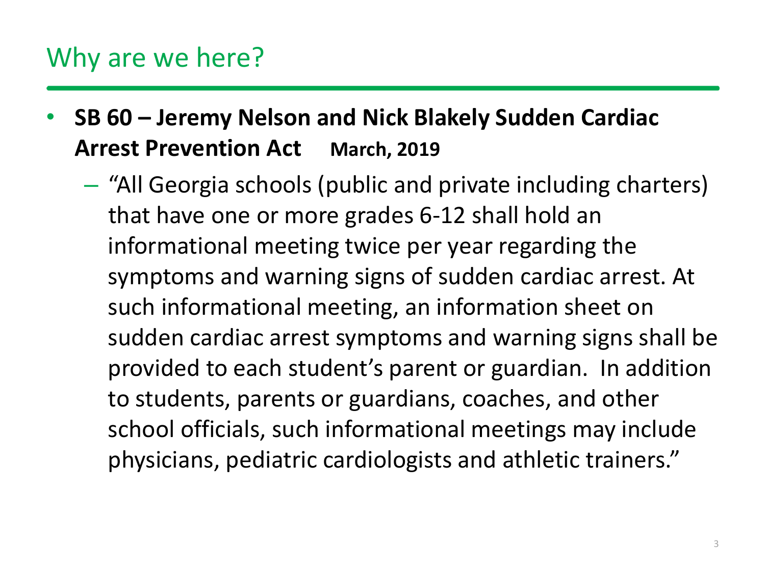# Why are we here?

- **SB 60 – Jeremy Nelson and Nick Blakely Sudden Cardiac Arrest Prevention Act** **March, 2019**
  - "All Georgia schools (public and private including charters) that have one or more grades 6-12 shall hold an informational meeting twice per year regarding the symptoms and warning signs of sudden cardiac arrest. At such informational meeting, an information sheet on sudden cardiac arrest symptoms and warning signs shall be provided to each student's parent or guardian. In addition to students, parents or guardians, coaches, and other school officials, such informational meetings may include physicians, pediatric cardiologists and athletic trainers."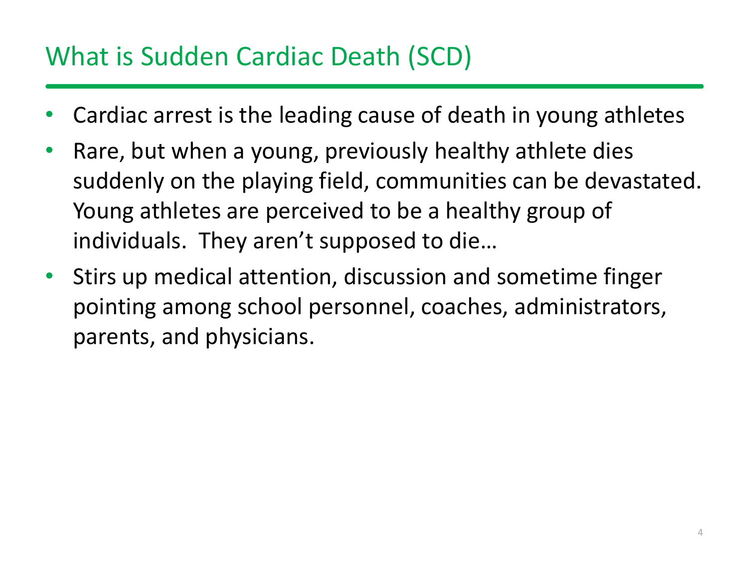# What is Sudden Cardiac Death (SCD)

- Cardiac arrest is the leading cause of death in young athletes
- Rare, but when a young, previously healthy athlete dies suddenly on the playing field, communities can be devastated. Young athletes are perceived to be a healthy group of individuals. They aren't supposed to die…
- Stirs up medical attention, discussion and sometime finger pointing among school personnel, coaches, administrators, parents, and physicians.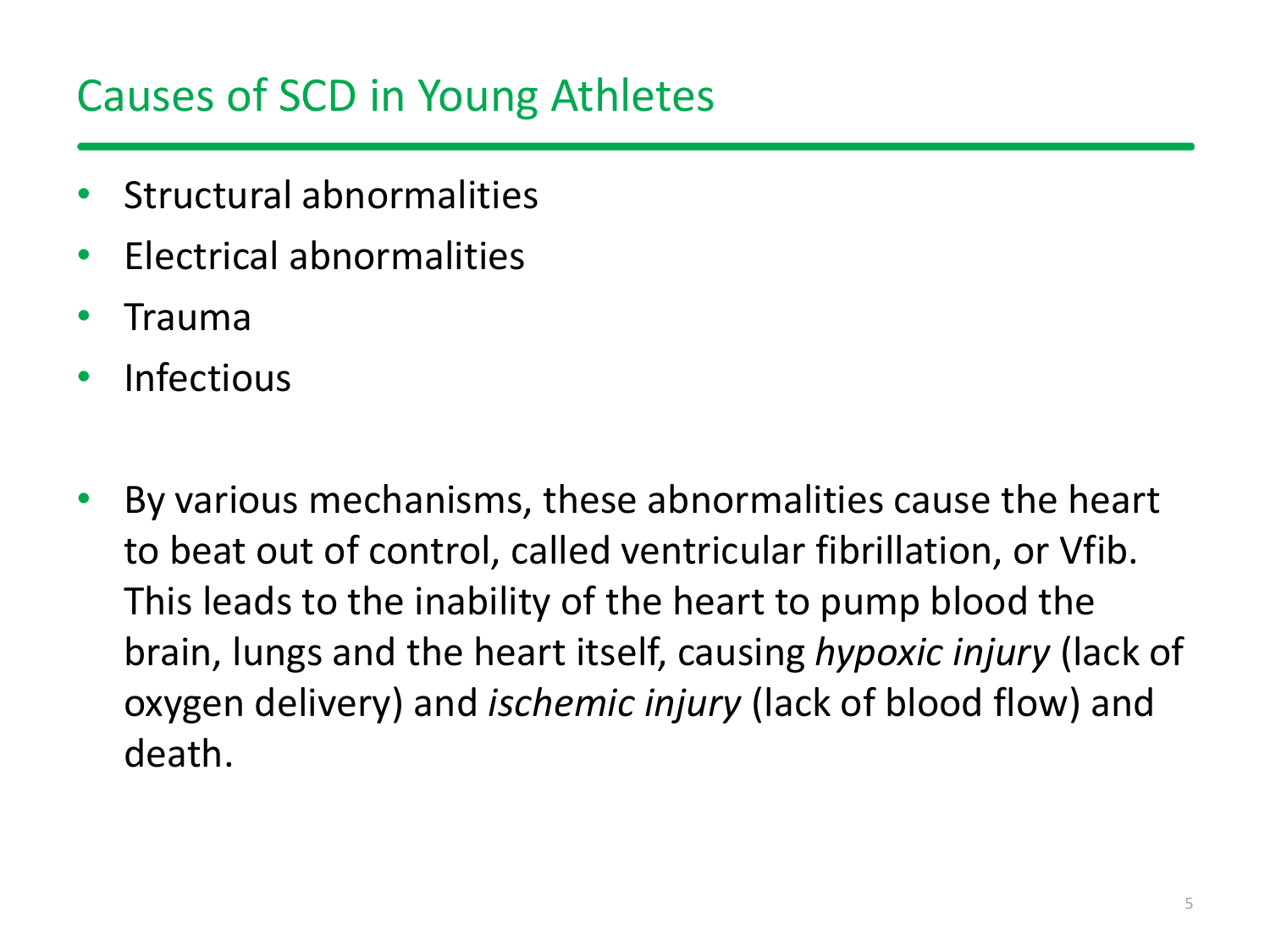# Causes of SCD in Young Athletes

- Structural abnormalities
- Electrical abnormalities
- Trauma
- Infectious

- By various mechanisms, these abnormalities cause the heart to beat out of control, called ventricular fibrillation, or Vfib. This leads to the inability of the heart to pump blood the brain, lungs and the heart itself, causing *hypoxic injury* (lack of oxygen delivery) and *ischemic injury* (lack of blood flow) and death.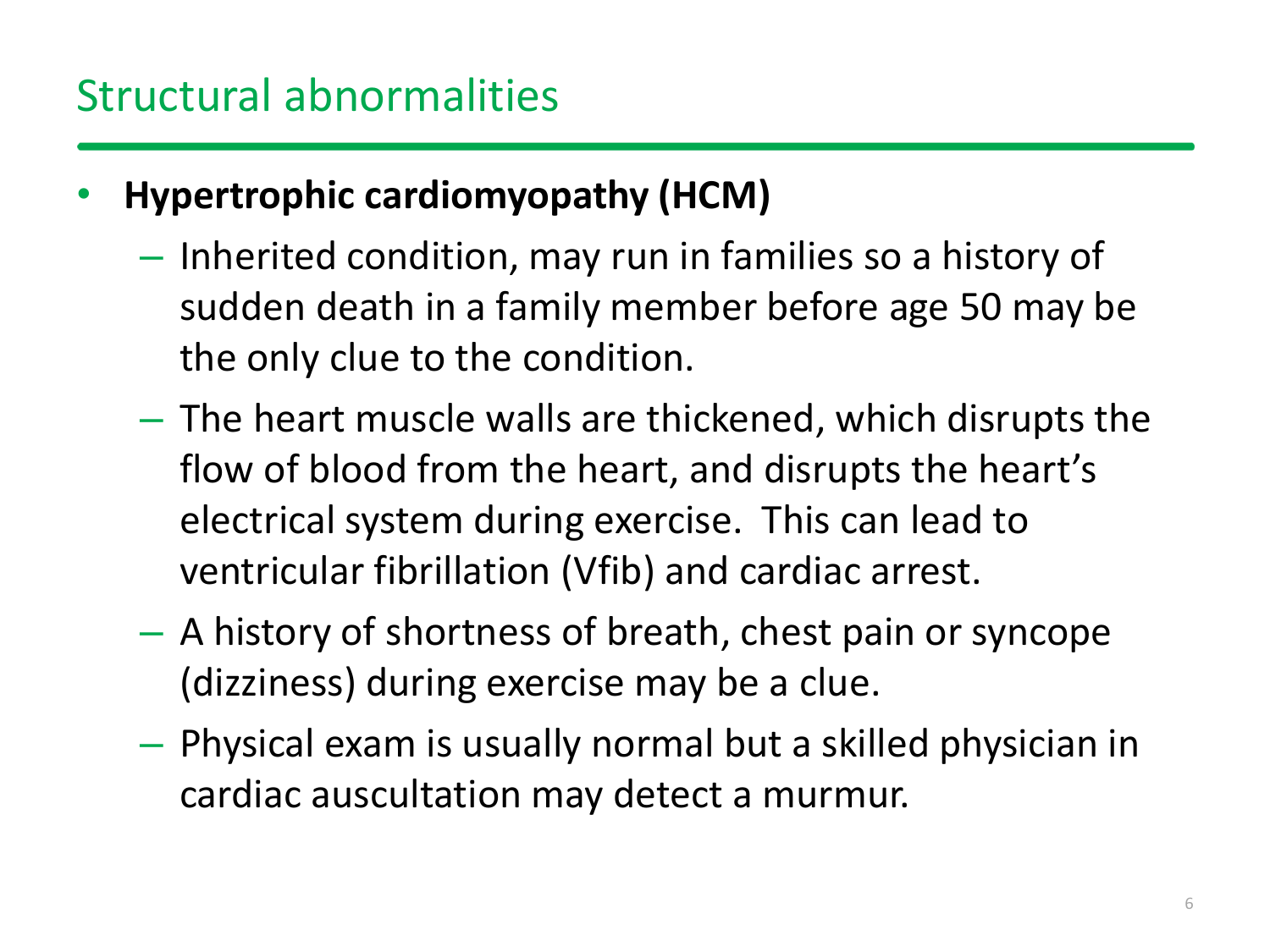# Structural abnormalities

- **Hypertrophic cardiomyopathy (HCM)**
  - Inherited condition, may run in families so a history of sudden death in a family member before age 50 may be the only clue to the condition.
  - The heart muscle walls are thickened, which disrupts the flow of blood from the heart, and disrupts the heart's electrical system during exercise. This can lead to ventricular fibrillation (Vfib) and cardiac arrest.
  - A history of shortness of breath, chest pain or syncope (dizziness) during exercise may be a clue.
  - Physical exam is usually normal but a skilled physician in cardiac auscultation may detect a murmur.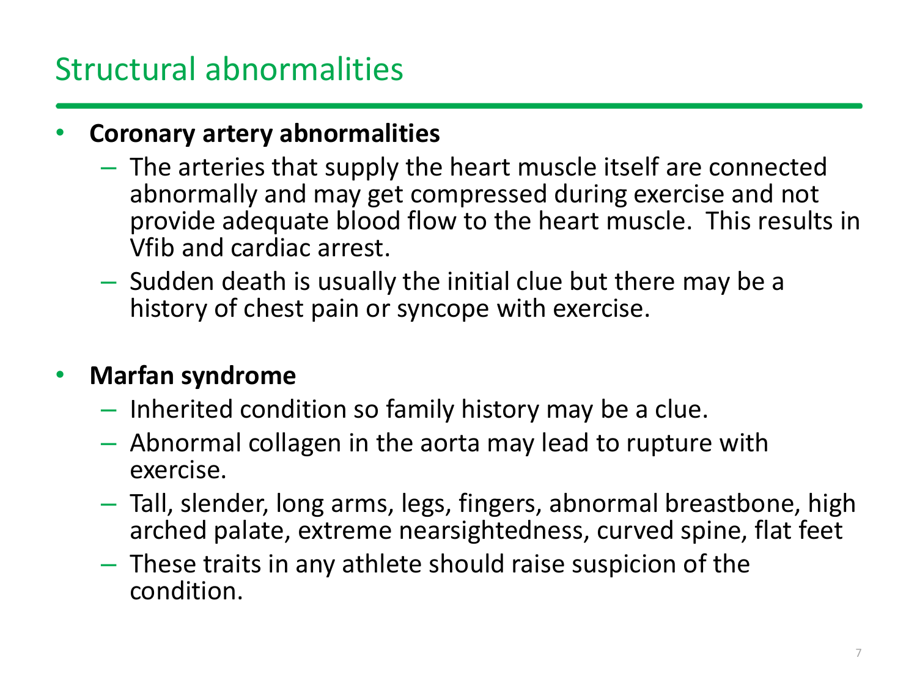# Structural abnormalities

- **Coronary artery abnormalities**
  - The arteries that supply the heart muscle itself are connected abnormally and may get compressed during exercise and not provide adequate blood flow to the heart muscle. This results in Vfib and cardiac arrest.
  - Sudden death is usually the initial clue but there may be a history of chest pain or syncope with exercise.

- **Marfan syndrome**
  - Inherited condition so family history may be a clue.
  - Abnormal collagen in the aorta may lead to rupture with exercise.
  - Tall, slender, long arms, legs, fingers, abnormal breastbone, high arched palate, extreme nearsightedness, curved spine, flat feet
  - These traits in any athlete should raise suspicion of the condition.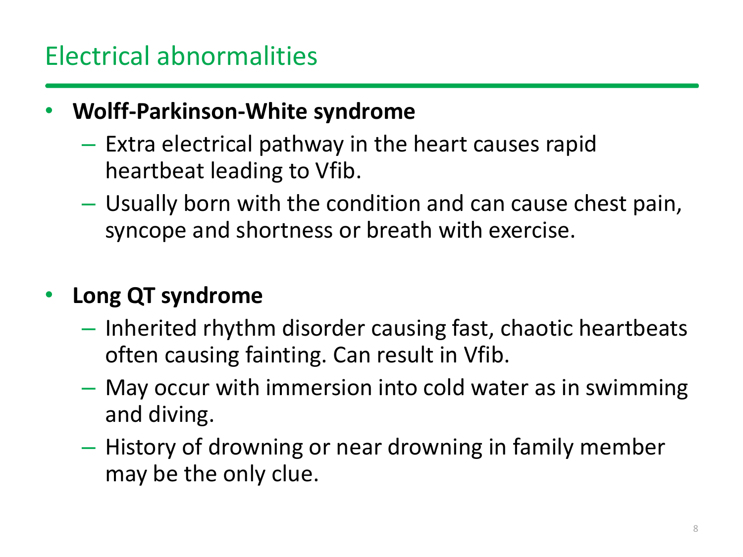# Electrical abnormalities

- **Wolff-Parkinson-White syndrome**
  - Extra electrical pathway in the heart causes rapid heartbeat leading to Vfib.
  - Usually born with the condition and can cause chest pain, syncope and shortness or breath with exercise.

- **Long QT syndrome**
  - Inherited rhythm disorder causing fast, chaotic heartbeats often causing fainting. Can result in Vfib.
  - May occur with immersion into cold water as in swimming and diving.
  - History of drowning or near drowning in family member may be the only clue.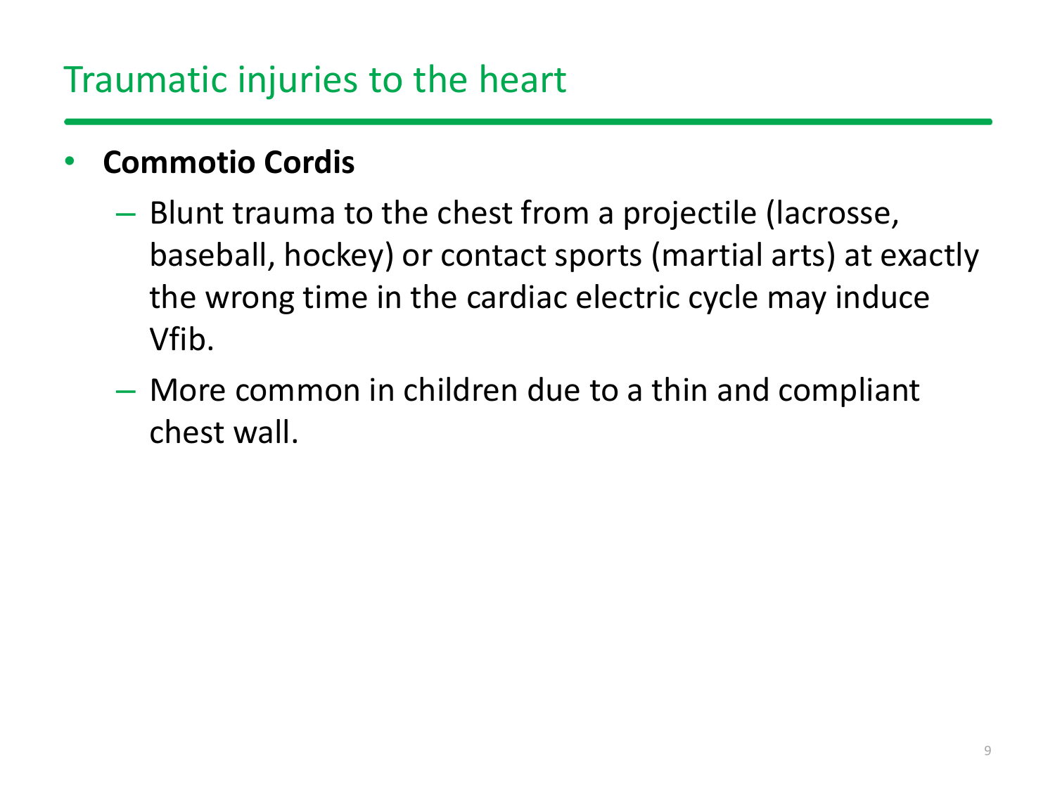# Traumatic injuries to the heart

- **Commotio Cordis**
  - Blunt trauma to the chest from a projectile (lacrosse, baseball, hockey) or contact sports (martial arts) at exactly the wrong time in the cardiac electric cycle may induce Vfib.
  - More common in children due to a thin and compliant chest wall.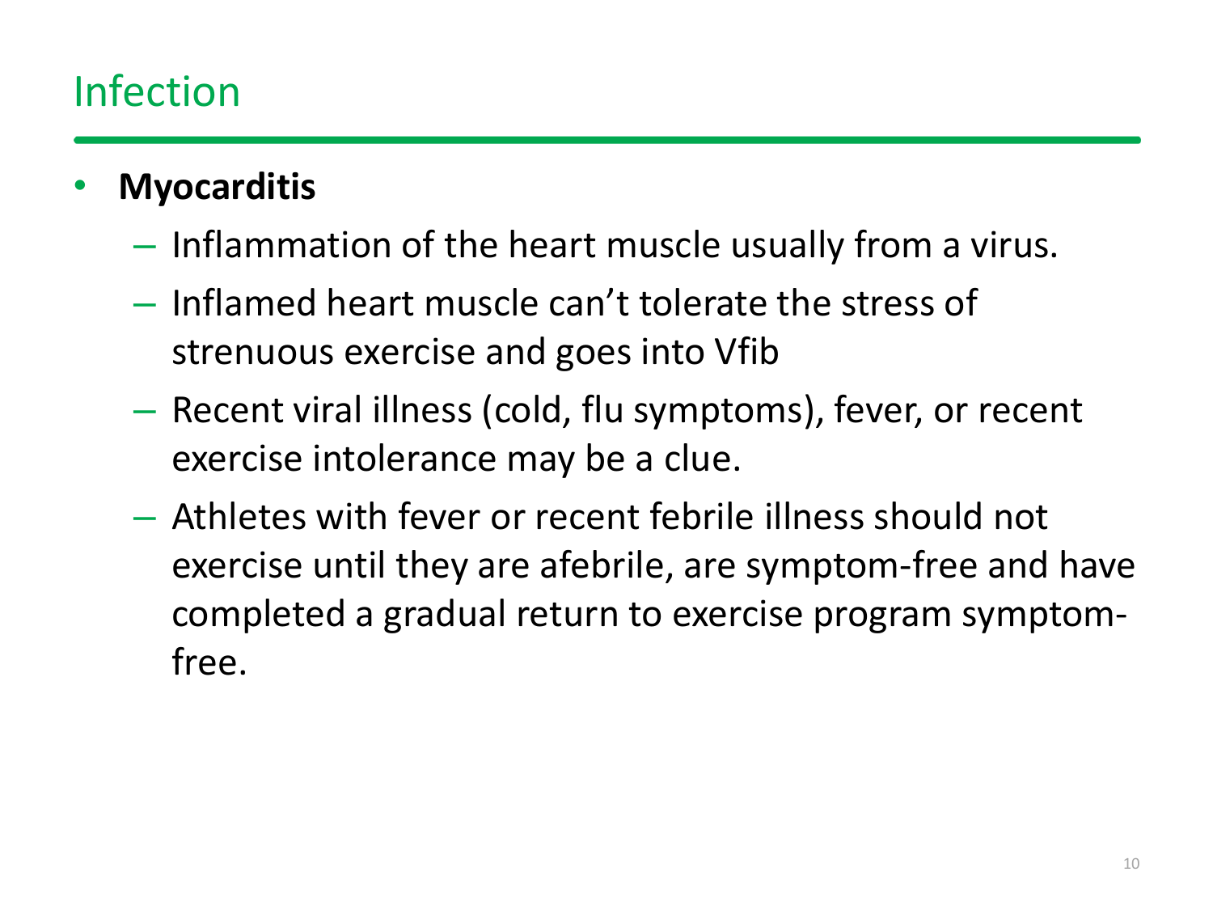# Infection

- **Myocarditis**
  - Inflammation of the heart muscle usually from a virus.
  - Inflamed heart muscle can't tolerate the stress of strenuous exercise and goes into Vfib
  - Recent viral illness (cold, flu symptoms), fever, or recent exercise intolerance may be a clue.
  - Athletes with fever or recent febrile illness should not exercise until they are afebrile, are symptom-free and have completed a gradual return to exercise program symptom-free.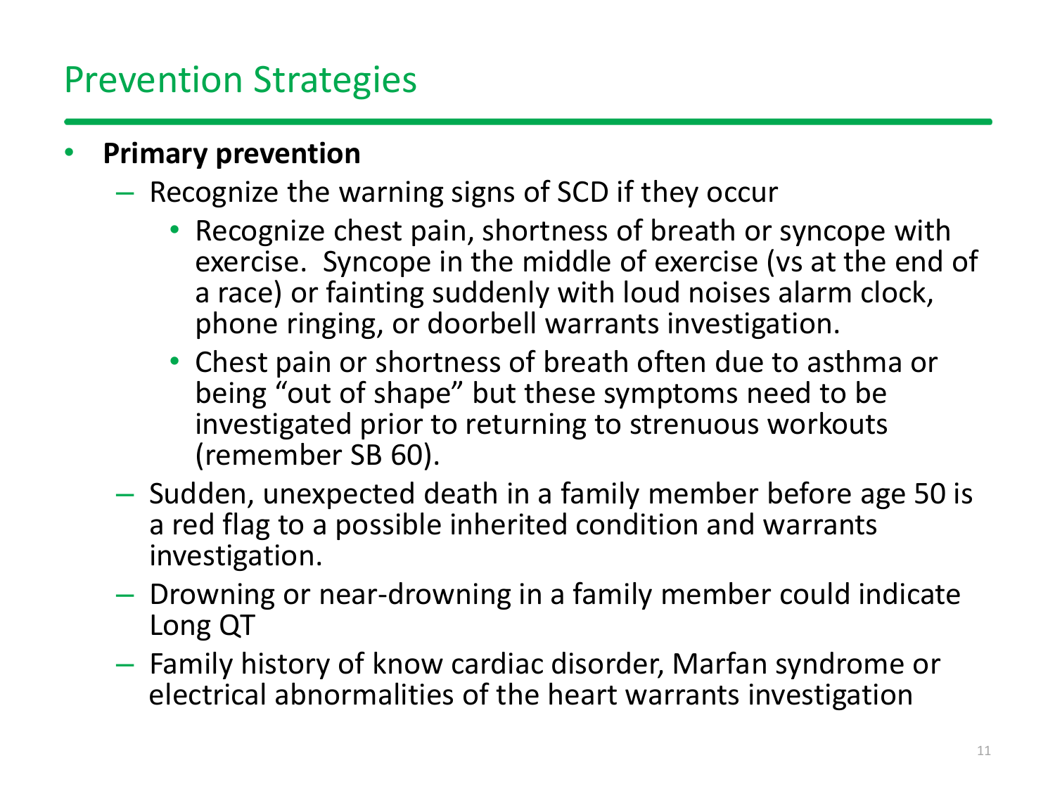# Prevention Strategies

- **Primary prevention**
  - Recognize the warning signs of SCD if they occur
    - Recognize chest pain, shortness of breath or syncope with exercise. Syncope in the middle of exercise (vs at the end of a race) or fainting suddenly with loud noises alarm clock, phone ringing, or doorbell warrants investigation.
    - Chest pain or shortness of breath often due to asthma or being "out of shape" but these symptoms need to be investigated prior to returning to strenuous workouts (remember SB 60).
  - Sudden, unexpected death in a family member before age 50 is a red flag to a possible inherited condition and warrants investigation.
  - Drowning or near-drowning in a family member could indicate Long QT
  - Family history of know cardiac disorder, Marfan syndrome or electrical abnormalities of the heart warrants investigation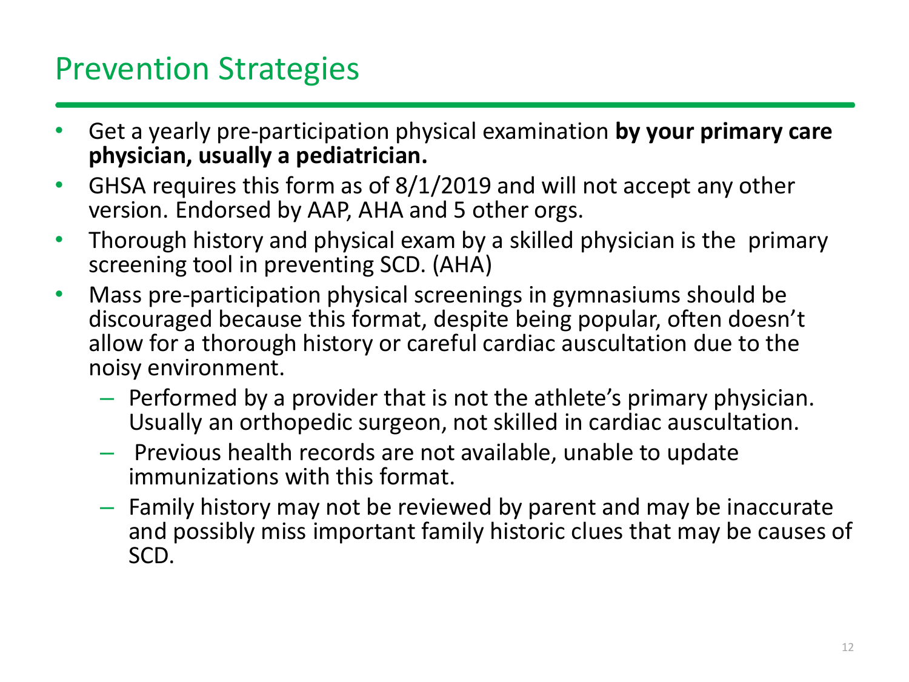# Prevention Strategies

- Get a yearly pre-participation physical examination **by your primary care physician, usually a pediatrician.**
- GHSA requires this form as of 8/1/2019 and will not accept any other version. Endorsed by AAP, AHA and 5 other orgs.
- Thorough history and physical exam by a skilled physician is the primary screening tool in preventing SCD. (AHA)
- Mass pre-participation physical screenings in gymnasiums should be discouraged because this format, despite being popular, often doesn't allow for a thorough history or careful cardiac auscultation due to the noisy environment.
  - Performed by a provider that is not the athlete's primary physician. Usually an orthopedic surgeon, not skilled in cardiac auscultation.
  - Previous health records are not available, unable to update immunizations with this format.
  - Family history may not be reviewed by parent and may be inaccurate and possibly miss important family historic clues that may be causes of SCD.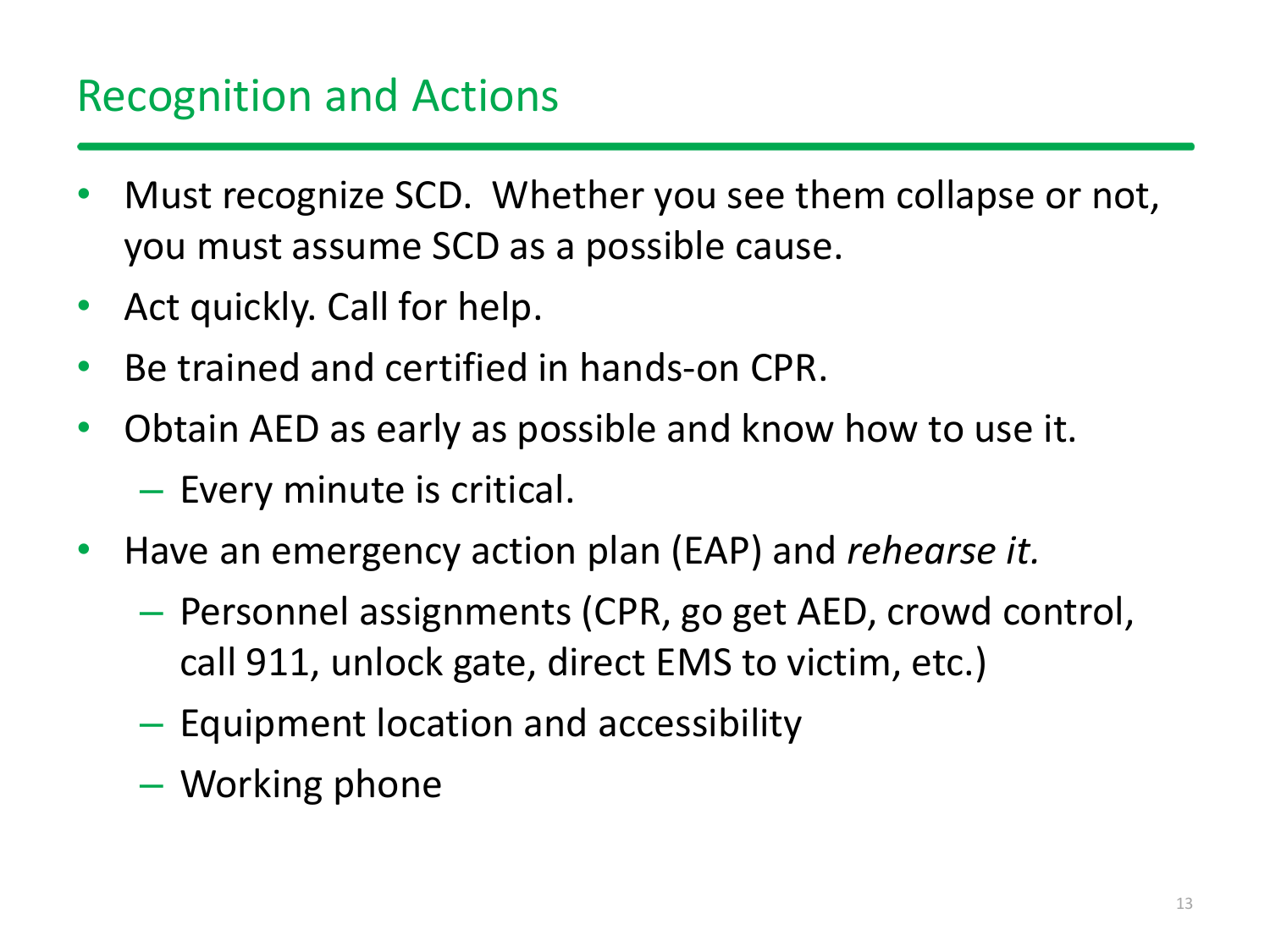# Recognition and Actions

- Must recognize SCD. Whether you see them collapse or not, you must assume SCD as a possible cause.
- Act quickly. Call for help.
- Be trained and certified in hands-on CPR.
- Obtain AED as early as possible and know how to use it.
  - Every minute is critical.
- Have an emergency action plan (EAP) and *rehearse it.*
  - Personnel assignments (CPR, go get AED, crowd control, call 911, unlock gate, direct EMS to victim, etc.)
  - Equipment location and accessibility
  - Working phone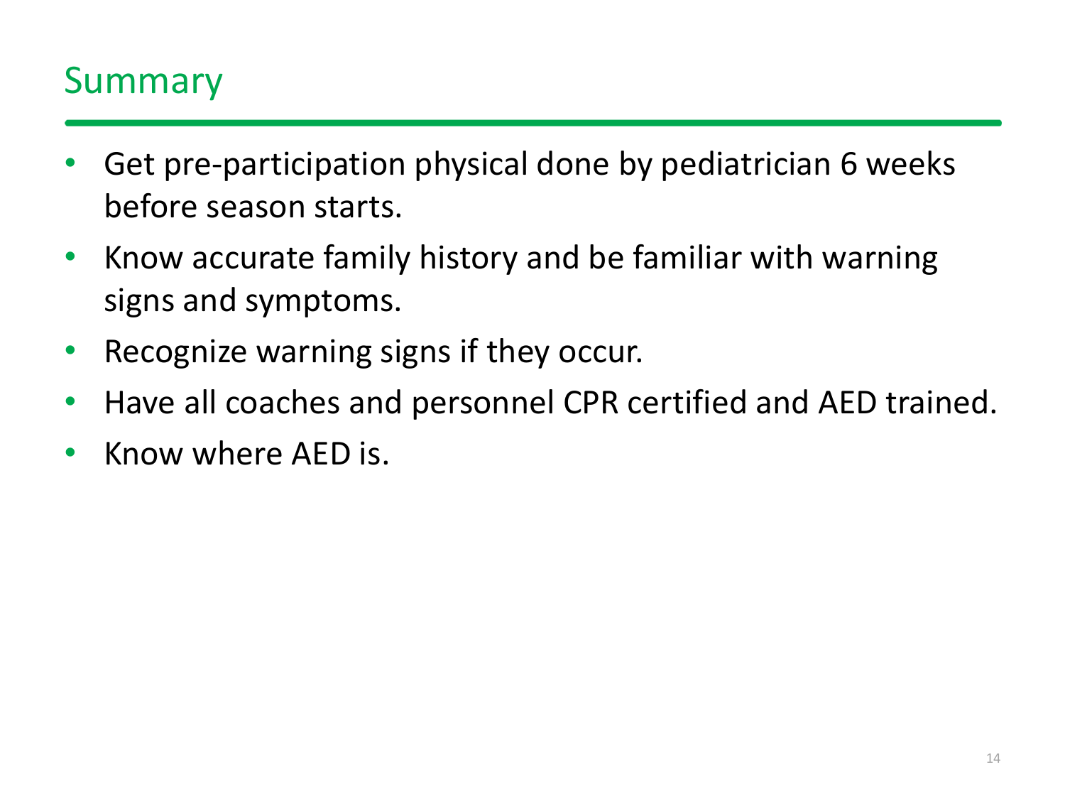# Summary

- Get pre-participation physical done by pediatrician 6 weeks before season starts.
- Know accurate family history and be familiar with warning signs and symptoms.
- Recognize warning signs if they occur.
- Have all coaches and personnel CPR certified and AED trained.
- Know where AED is.